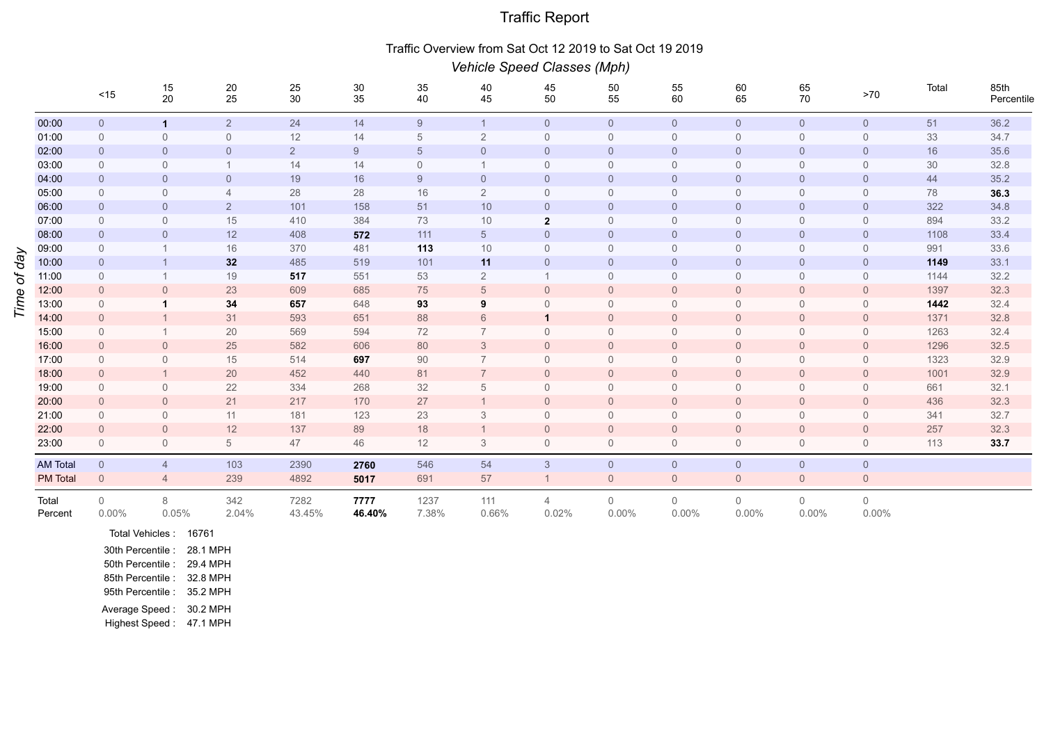# Traffic Report

## Traffic Overview from Sat Oct 12 2019 to Sat Oct 19 2019

### *Vehicle Speed Classes (Mph)*

| *Time of day* | <15 | 15 20 | 20 25 | 25 30 | 30 35 | 35 40 | 40 45 | 45 50 | 50 55 | 55 60 | 60 65 | 65 70 | >70 | Total | 85th Percentile |
|---|---|---|---|---|---|---|---|---|---|---|---|---|---|---|---|
| 00:00 | 0 | **1** | 2 | 24 | 14 | 9 | 1 | 0 | 0 | 0 | 0 | 0 | 0 | 51 | 36.2 |
| 01:00 | 0 | 0 | 0 | 12 | 14 | 5 | 2 | 0 | 0 | 0 | 0 | 0 | 0 | 33 | 34.7 |
| 02:00 | 0 | 0 | 0 | 2 | 9 | 5 | 0 | 0 | 0 | 0 | 0 | 0 | 0 | 16 | 35.6 |
| 03:00 | 0 | 0 | 1 | 14 | 14 | 0 | 1 | 0 | 0 | 0 | 0 | 0 | 0 | 30 | 32.8 |
| 04:00 | 0 | 0 | 0 | 19 | 16 | 9 | 0 | 0 | 0 | 0 | 0 | 0 | 0 | 44 | 35.2 |
| 05:00 | 0 | 0 | 4 | 28 | 28 | 16 | 2 | 0 | 0 | 0 | 0 | 0 | 0 | 78 | **36.3** |
| 06:00 | 0 | 0 | 2 | 101 | 158 | 51 | 10 | 0 | 0 | 0 | 0 | 0 | 0 | 322 | 34.8 |
| 07:00 | 0 | 0 | 15 | 410 | 384 | 73 | 10 | **2** | 0 | 0 | 0 | 0 | 0 | 894 | 33.2 |
| 08:00 | 0 | 0 | 12 | 408 | **572** | 111 | 5 | 0 | 0 | 0 | 0 | 0 | 0 | 1108 | 33.4 |
| 09:00 | 0 | 1 | 16 | 370 | 481 | **113** | 10 | 0 | 0 | 0 | 0 | 0 | 0 | 991 | 33.6 |
| 10:00 | 0 | 1 | **32** | 485 | 519 | 101 | **11** | 0 | 0 | 0 | 0 | 0 | 0 | **1149** | 33.1 |
| 11:00 | 0 | 1 | 19 | **517** | 551 | 53 | 2 | 1 | 0 | 0 | 0 | 0 | 0 | 1144 | 32.2 |
| 12:00 | 0 | 0 | 23 | 609 | 685 | 75 | 5 | 0 | 0 | 0 | 0 | 0 | 0 | 1397 | 32.3 |
| 13:00 | 0 | **1** | **34** | **657** | 648 | **93** | **9** | 0 | 0 | 0 | 0 | 0 | 0 | **1442** | 32.4 |
| 14:00 | 0 | 1 | 31 | 593 | 651 | 88 | 6 | **1** | 0 | 0 | 0 | 0 | 0 | 1371 | 32.8 |
| 15:00 | 0 | 1 | 20 | 569 | 594 | 72 | 7 | 0 | 0 | 0 | 0 | 0 | 0 | 1263 | 32.4 |
| 16:00 | 0 | 0 | 25 | 582 | 606 | 80 | 3 | 0 | 0 | 0 | 0 | 0 | 0 | 1296 | 32.5 |
| 17:00 | 0 | 0 | 15 | 514 | **697** | 90 | 7 | 0 | 0 | 0 | 0 | 0 | 0 | 1323 | 32.9 |
| 18:00 | 0 | 1 | 20 | 452 | 440 | 81 | 7 | 0 | 0 | 0 | 0 | 0 | 0 | 1001 | 32.9 |
| 19:00 | 0 | 0 | 22 | 334 | 268 | 32 | 5 | 0 | 0 | 0 | 0 | 0 | 0 | 661 | 32.1 |
| 20:00 | 0 | 0 | 21 | 217 | 170 | 27 | 1 | 0 | 0 | 0 | 0 | 0 | 0 | 436 | 32.3 |
| 21:00 | 0 | 0 | 11 | 181 | 123 | 23 | 3 | 0 | 0 | 0 | 0 | 0 | 0 | 341 | 32.7 |
| 22:00 | 0 | 0 | 12 | 137 | 89 | 18 | 1 | 0 | 0 | 0 | 0 | 0 | 0 | 257 | 32.3 |
| 23:00 | 0 | 0 | 5 | 47 | 46 | 12 | 3 | 0 | 0 | 0 | 0 | 0 | 0 | 113 | **33.7** |
| AM Total | 0 | 4 | 103 | 2390 | **2760** | 546 | 54 | 3 | 0 | 0 | 0 | 0 | 0 | | |
| PM Total | 0 | 4 | 239 | 4892 | **5017** | 691 | 57 | 1 | 0 | 0 | 0 | 0 | 0 | | |
| Total | 0 | 8 | 342 | 7282 | **7777** | 1237 | 111 | 4 | 0 | 0 | 0 | 0 | 0 | | |
| Percent | 0.00% | 0.05% | 2.04% | 43.45% | **46.40%** | 7.38% | 0.66% | 0.02% | 0.00% | 0.00% | 0.00% | 0.00% | 0.00% | | |

Total Vehicles : 16761

30th Percentile : 28.1 MPH

50th Percentile : 29.4 MPH

85th Percentile : 32.8 MPH

95th Percentile : 35.2 MPH

Average Speed : 30.2 MPH

Highest Speed : 47.1 MPH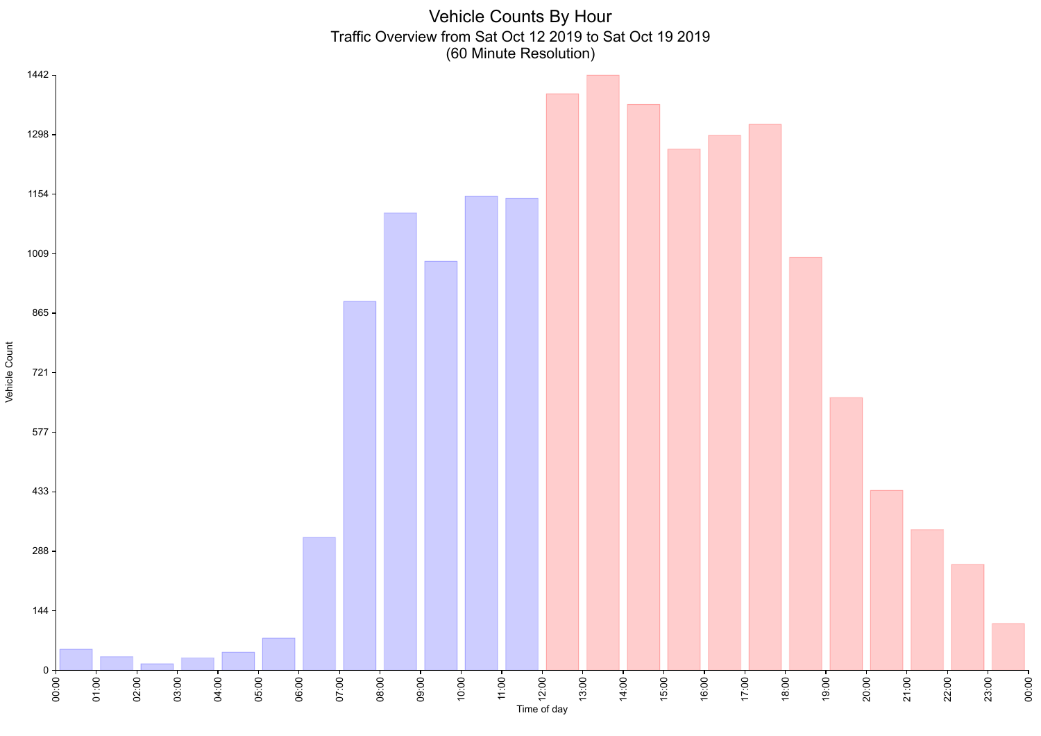# Vehicle Counts By Hour

Traffic Overview from Sat Oct 12 2019 to Sat Oct 19 2019
(60 Minute Resolution)

Vehicle Count

1442
1298
1154
1009
865
721
577
433
288
144
0

Time of day

00:00 01:00 02:00 03:00 04:00 05:00 06:00 07:00 08:00 09:00 10:00 11:00 12:00 13:00 14:00 15:00 16:00 17:00 18:00 19:00 20:00 21:00 22:00 23:00 00:00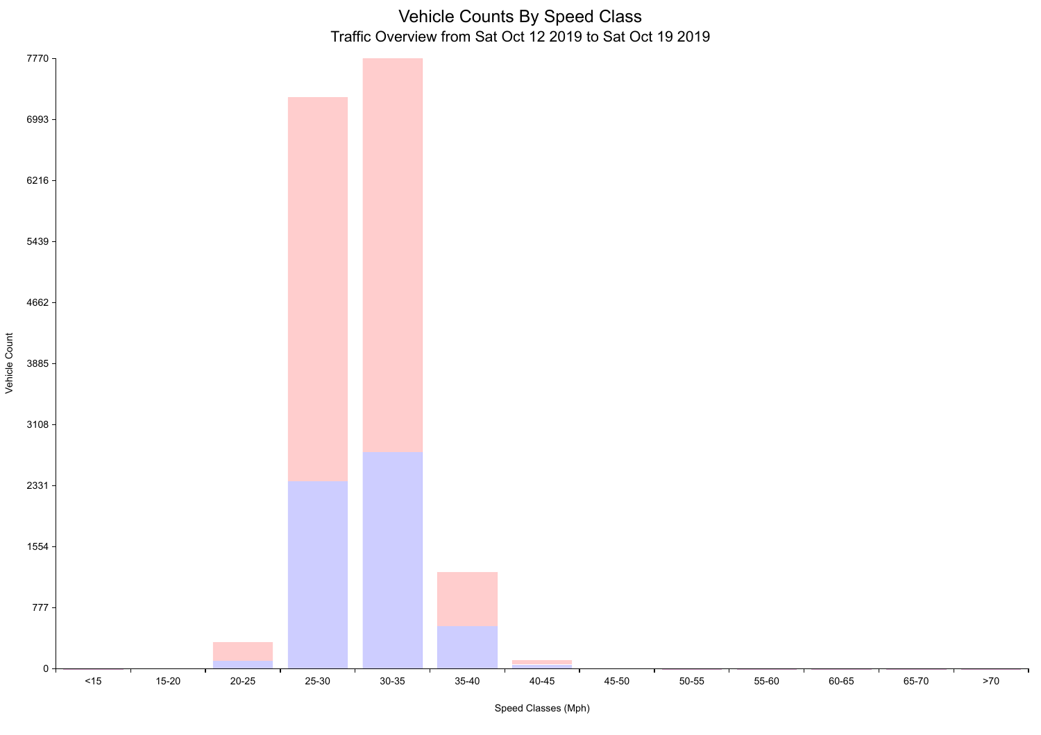# Vehicle Counts By Speed Class

## Traffic Overview from Sat Oct 12 2019 to Sat Oct 19 2019

Vehicle Count

7770
6993
6216
5439
4662
3885
3108
2331
1554
777
0

<15 | 15-20 | 20-25 | 25-30 | 30-35 | 35-40 | 40-45 | 45-50 | 50-55 | 55-60 | 60-65 | 65-70 | >70

Speed Classes (Mph)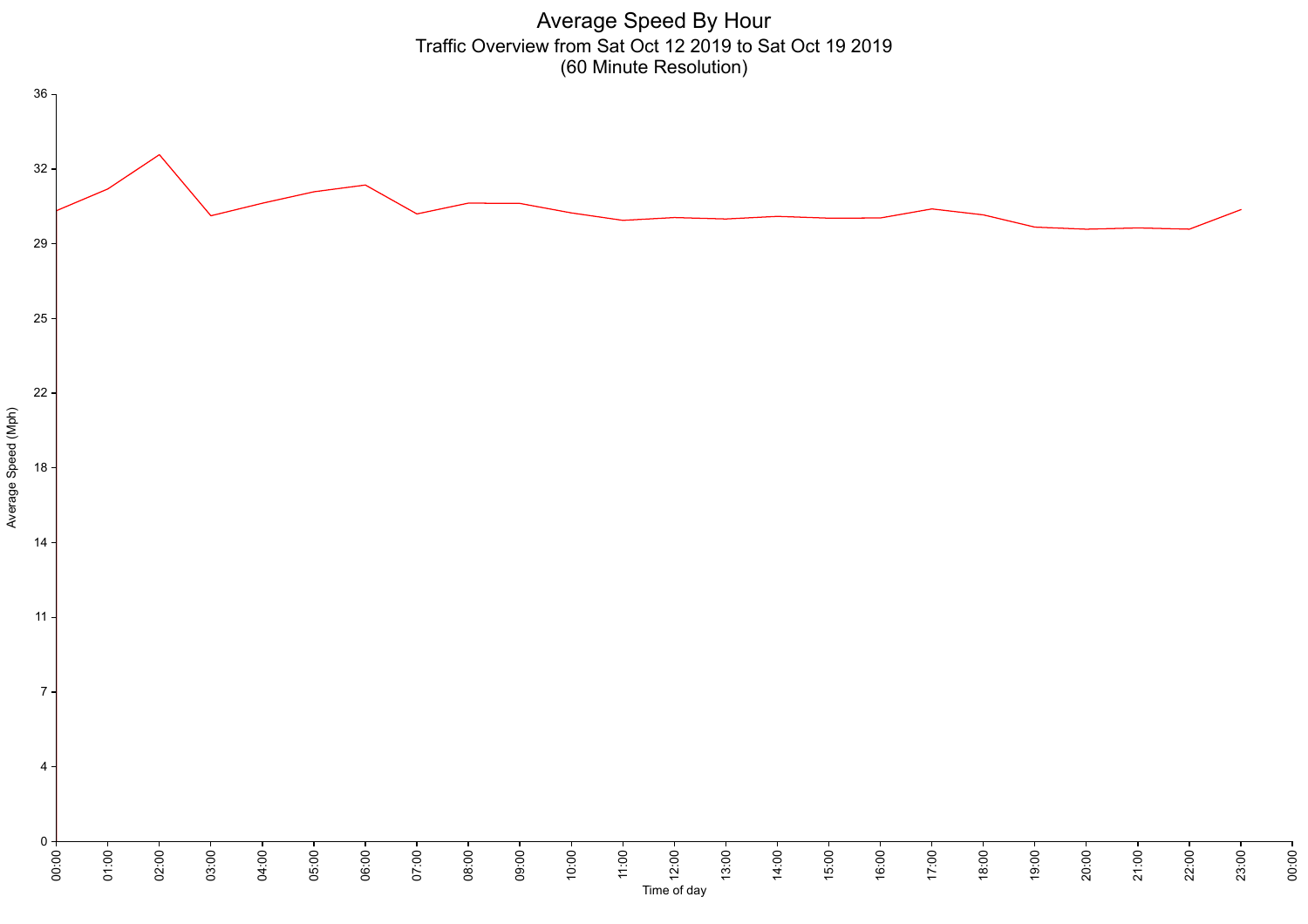# Average Speed By Hour

Traffic Overview from Sat Oct 12 2019 to Sat Oct 19 2019
(60 Minute Resolution)

Average Speed (Mph)

36
32
29
25
22
18
14
11
7
4
0

00:00 01:00 02:00 03:00 04:00 05:00 06:00 07:00 08:00 09:00 10:00 11:00 12:00 13:00 14:00 15:00 16:00 17:00 18:00 19:00 20:00 21:00 22:00 23:00 00:00

Time of day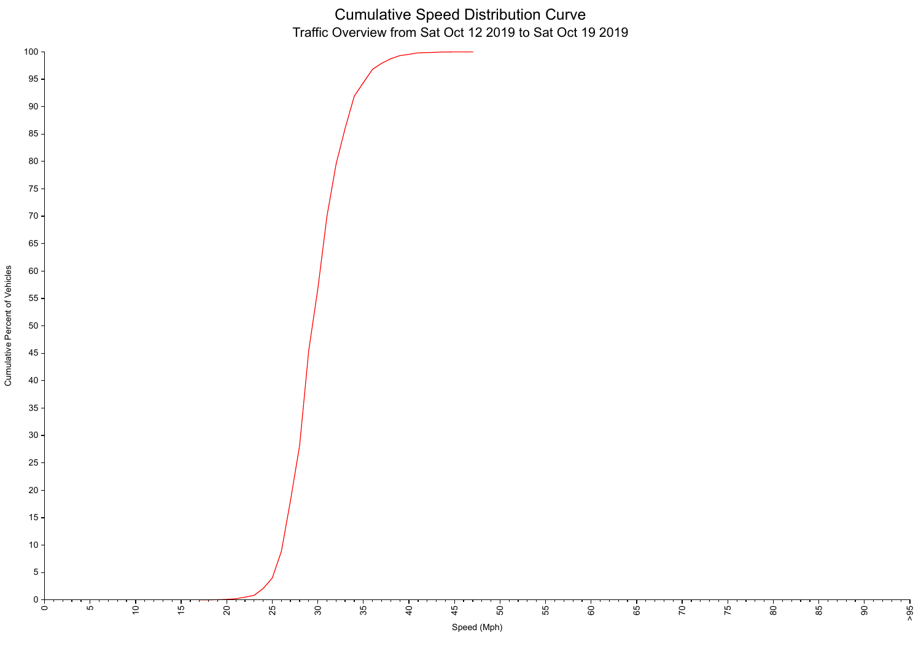# Cumulative Speed Distribution Curve

Traffic Overview from Sat Oct 12 2019 to Sat Oct 19 2019

Cumulative Percent of Vehicles

100
95
90
85
80
75
70
65
60
55
50
45
40
35
30
25
20
15
10
5
0

0 5 10 15 20 25 30 35 40 45 50 55 60 65 70 75 80 85 90 >95

Speed (Mph)